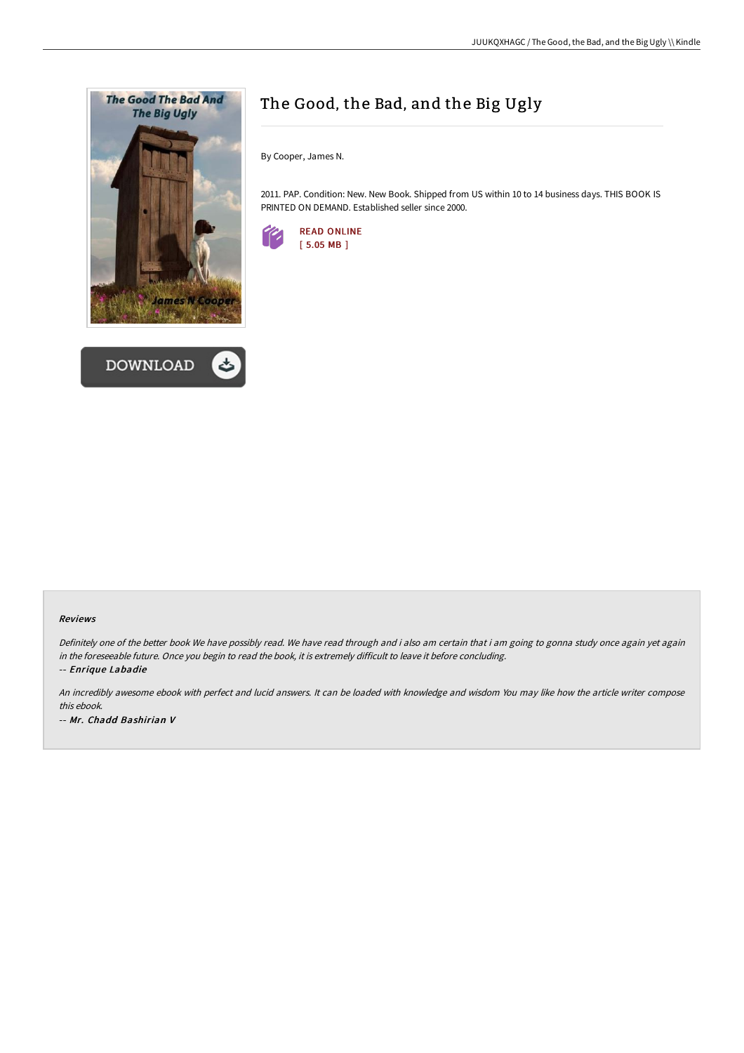# The Good, the Bad, and the Big Ugly

By Cooper, James N.

2011. PAP. Condition: New. New Book. Shipped from US within 10 to 14 business days. THIS BOOK IS PRINTED ON DEMAND. Established seller since 2000.

READ ONLINE
[ 5.05 MB ]

DOWNLOAD

### Reviews

*Definitely one of the better book We have possibly read. We have read through and i also am certain that i am going to gonna study once again yet again in the foreseeable future. Once you begin to read the book, it is extremely difficult to leave it before concluding.*

*-- Enrique Labadie*

*An incredibly awesome ebook with perfect and lucid answers. It can be loaded with knowledge and wisdom You may like how the article writer compose this ebook.*

*-- Mr. Chadd Bashirian V*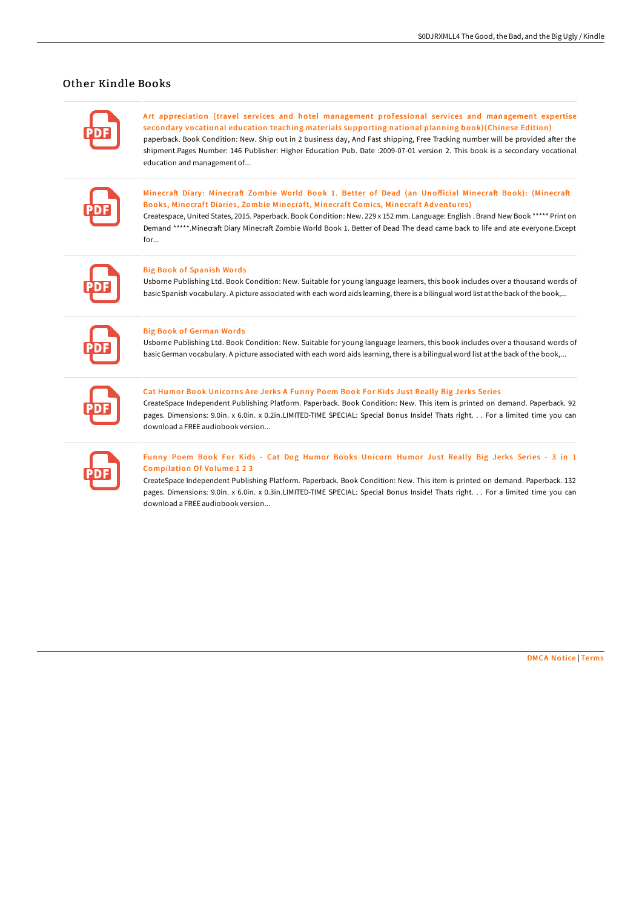## Other Kindle Books

**Art appreciation (travel services and hotel management professional services and management expertise secondary vocational education teaching materials supporting national planning book)(Chinese Edition)**

paperback. Book Condition: New. Ship out in 2 business day, And Fast shipping, Free Tracking number will be provided after the shipment.Pages Number: 146 Publisher: Higher Education Pub. Date :2009-07-01 version 2. This book is a secondary vocational education and management of...

**Minecraft Diary: Minecraft Zombie World Book 1. Better of Dead (an Unofficial Minecraft Book): (Minecraft Books, Minecraft Diaries, Zombie Minecraft, Minecraft Comics, Minecraft Adventures)**

Createspace, United States, 2015. Paperback. Book Condition: New. 229 x 152 mm. Language: English . Brand New Book ***** Print on Demand *****.Minecraft Diary Minecraft Zombie World Book 1. Better of Dead The dead came back to life and ate everyone.Except for...

**Big Book of Spanish Words**

Usborne Publishing Ltd. Book Condition: New. Suitable for young language learners, this book includes over a thousand words of basic Spanish vocabulary. A picture associated with each word aids learning, there is a bilingual word list at the back of the book,...

**Big Book of German Words**

Usborne Publishing Ltd. Book Condition: New. Suitable for young language learners, this book includes over a thousand words of basic German vocabulary. A picture associated with each word aids learning, there is a bilingual word list at the back of the book,...

**Cat Humor Book Unicorns Are Jerks A Funny Poem Book For Kids Just Really Big Jerks Series**

CreateSpace Independent Publishing Platform. Paperback. Book Condition: New. This item is printed on demand. Paperback. 92 pages. Dimensions: 9.0in. x 6.0in. x 0.2in.LIMITED-TIME SPECIAL: Special Bonus Inside! Thats right. . . For a limited time you can download a FREE audiobook version...

**Funny Poem Book For Kids - Cat Dog Humor Books Unicorn Humor Just Really Big Jerks Series - 3 in 1 Compilation Of Volume 1 2 3**

CreateSpace Independent Publishing Platform. Paperback. Book Condition: New. This item is printed on demand. Paperback. 132 pages. Dimensions: 9.0in. x 6.0in. x 0.3in.LIMITED-TIME SPECIAL: Special Bonus Inside! Thats right. . . For a limited time you can download a FREE audiobook version...